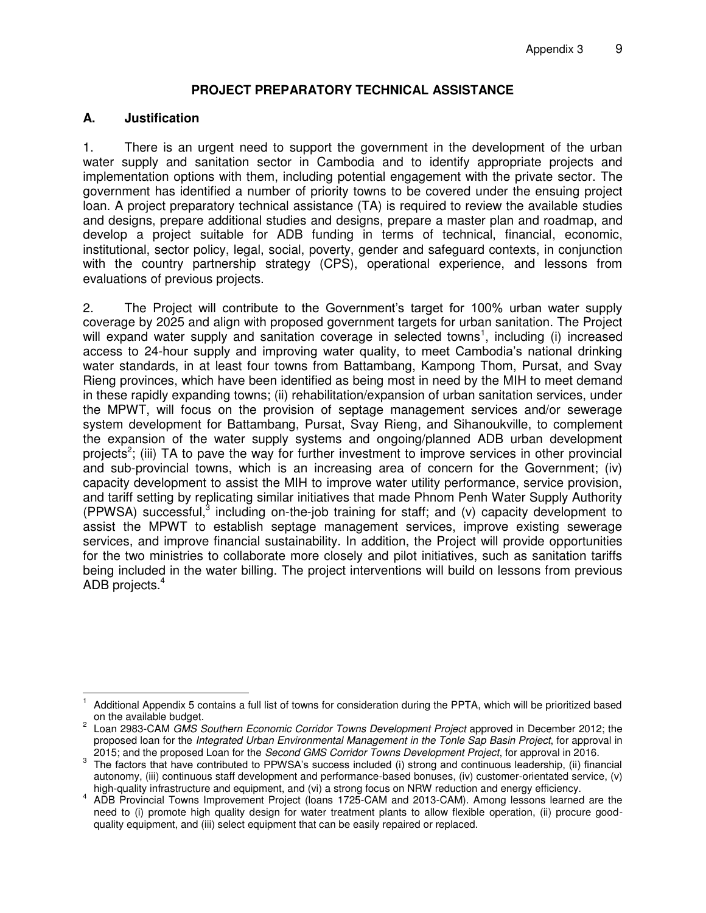## PROJECT PREPARATORY TECHNICAL ASSISTANCE

### A. Justification

1. There is an urgent need to support the government in the development of the urban water supply and sanitation sector in Cambodia and to identify appropriate projects and implementation options with them, including potential engagement with the private sector. The government has identified a number of priority towns to be covered under the ensuing project loan. A project preparatory technical assistance (TA) is required to review the available studies and designs, prepare additional studies and designs, prepare a master plan and roadmap, and develop a project suitable for ADB funding in terms of technical, financial, economic, institutional, sector policy, legal, social, poverty, gender and safeguard contexts, in conjunction with the country partnership strategy (CPS), operational experience, and lessons from evaluations of previous projects.

2. The Project will contribute to the Government's target for 100% urban water supply coverage by 2025 and align with proposed government targets for urban sanitation. The Project will expand water supply and sanitation coverage in selected towns[1], including (i) increased access to 24-hour supply and improving water quality, to meet Cambodia's national drinking water standards, in at least four towns from Battambang, Kampong Thom, Pursat, and Svay Rieng provinces, which have been identified as being most in need by the MIH to meet demand in these rapidly expanding towns; (ii) rehabilitation/expansion of urban sanitation services, under the MPWT, will focus on the provision of septage management services and/or sewerage system development for Battambang, Pursat, Svay Rieng, and Sihanoukville, to complement the expansion of the water supply systems and ongoing/planned ADB urban development projects[2]; (iii) TA to pave the way for further investment to improve services in other provincial and sub-provincial towns, which is an increasing area of concern for the Government; (iv) capacity development to assist the MIH to improve water utility performance, service provision, and tariff setting by replicating similar initiatives that made Phnom Penh Water Supply Authority (PPWSA) successful,[3] including on-the-job training for staff; and (v) capacity development to assist the MPWT to establish septage management services, improve existing sewerage services, and improve financial sustainability. In addition, the Project will provide opportunities for the two ministries to collaborate more closely and pilot initiatives, such as sanitation tariffs being included in the water billing. The project interventions will build on lessons from previous ADB projects.[4]

---

[1] Additional Appendix 5 contains a full list of towns for consideration during the PPTA, which will be prioritized based on the available budget.

[2] Loan 2983-CAM *GMS Southern Economic Corridor Towns Development Project* approved in December 2012; the proposed loan for the *Integrated Urban Environmental Management in the Tonle Sap Basin Project*, for approval in 2015; and the proposed Loan for the *Second GMS Corridor Towns Development Project*, for approval in 2016.

[3] The factors that have contributed to PPWSA's success included (i) strong and continuous leadership, (ii) financial autonomy, (iii) continuous staff development and performance-based bonuses, (iv) customer-orientated service, (v) high-quality infrastructure and equipment, and (vi) a strong focus on NRW reduction and energy efficiency.

[4] ADB Provincial Towns Improvement Project (loans 1725-CAM and 2013-CAM). Among lessons learned are the need to (i) promote high quality design for water treatment plants to allow flexible operation, (ii) procure good-quality equipment, and (iii) select equipment that can be easily repaired or replaced.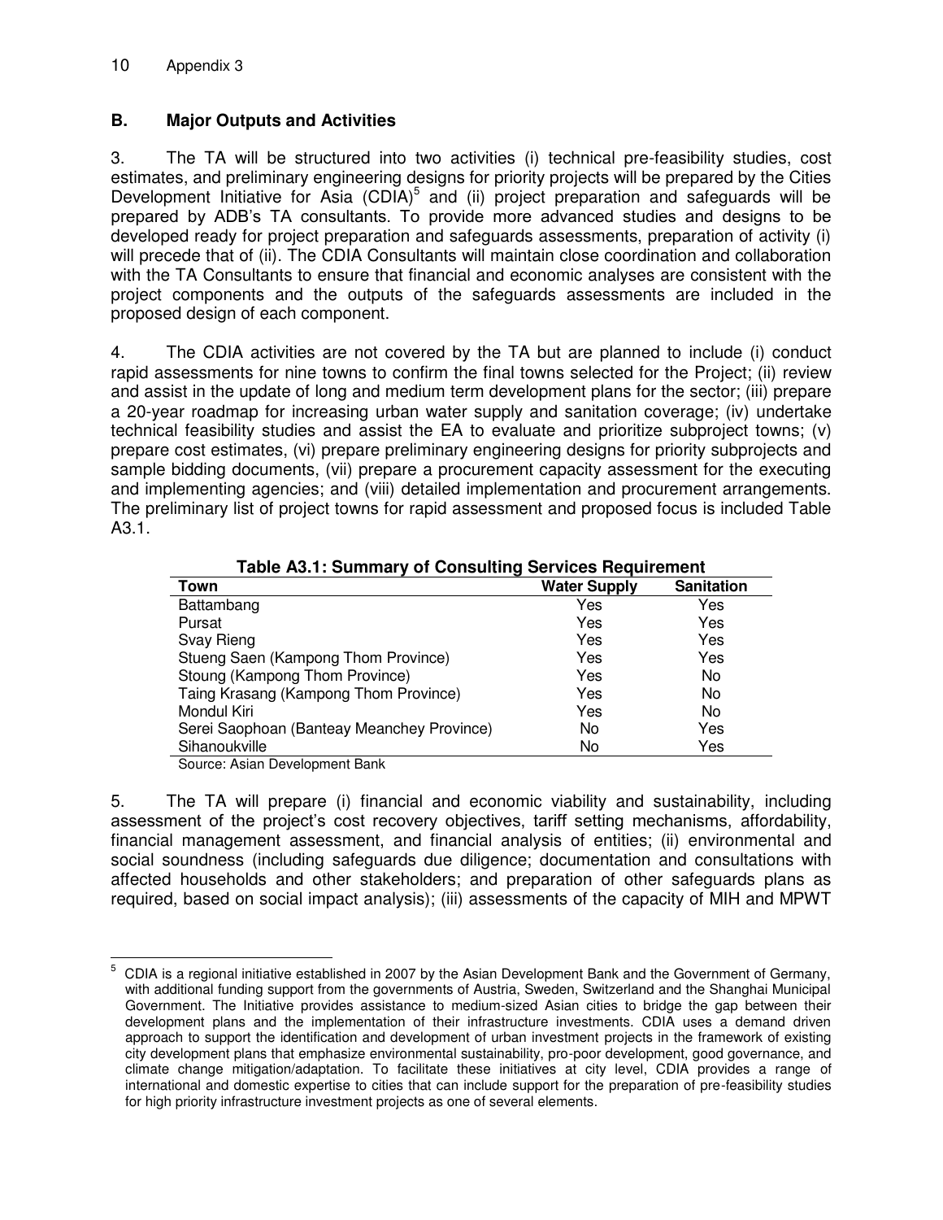## B. Major Outputs and Activities

3. The TA will be structured into two activities (i) technical pre-feasibility studies, cost estimates, and preliminary engineering designs for priority projects will be prepared by the Cities Development Initiative for Asia (CDIA)[5] and (ii) project preparation and safeguards will be prepared by ADB's TA consultants. To provide more advanced studies and designs to be developed ready for project preparation and safeguards assessments, preparation of activity (i) will precede that of (ii). The CDIA Consultants will maintain close coordination and collaboration with the TA Consultants to ensure that financial and economic analyses are consistent with the project components and the outputs of the safeguards assessments are included in the proposed design of each component.

4. The CDIA activities are not covered by the TA but are planned to include (i) conduct rapid assessments for nine towns to confirm the final towns selected for the Project; (ii) review and assist in the update of long and medium term development plans for the sector; (iii) prepare a 20-year roadmap for increasing urban water supply and sanitation coverage; (iv) undertake technical feasibility studies and assist the EA to evaluate and prioritize subproject towns; (v) prepare cost estimates, (vi) prepare preliminary engineering designs for priority subprojects and sample bidding documents, (vii) prepare a procurement capacity assessment for the executing and implementing agencies; and (viii) detailed implementation and procurement arrangements. The preliminary list of project towns for rapid assessment and proposed focus is included Table A3.1.

**Table A3.1: Summary of Consulting Services Requirement**

| Town | Water Supply | Sanitation |
|---|---|---|
| Battambang | Yes | Yes |
| Pursat | Yes | Yes |
| Svay Rieng | Yes | Yes |
| Stueng Saen (Kampong Thom Province) | Yes | Yes |
| Stoung (Kampong Thom Province) | Yes | No |
| Taing Krasang (Kampong Thom Province) | Yes | No |
| Mondul Kiri | Yes | No |
| Serei Saophoan (Banteay Meanchey Province) | No | Yes |
| Sihanoukville | No | Yes |

Source: Asian Development Bank

5. The TA will prepare (i) financial and economic viability and sustainability, including assessment of the project's cost recovery objectives, tariff setting mechanisms, affordability, financial management assessment, and financial analysis of entities; (ii) environmental and social soundness (including safeguards due diligence; documentation and consultations with affected households and other stakeholders; and preparation of other safeguards plans as required, based on social impact analysis); (iii) assessments of the capacity of MIH and MPWT

---

[5] CDIA is a regional initiative established in 2007 by the Asian Development Bank and the Government of Germany, with additional funding support from the governments of Austria, Sweden, Switzerland and the Shanghai Municipal Government. The Initiative provides assistance to medium-sized Asian cities to bridge the gap between their development plans and the implementation of their infrastructure investments. CDIA uses a demand driven approach to support the identification and development of urban investment projects in the framework of existing city development plans that emphasize environmental sustainability, pro-poor development, good governance, and climate change mitigation/adaptation. To facilitate these initiatives at city level, CDIA provides a range of international and domestic expertise to cities that can include support for the preparation of pre-feasibility studies for high priority infrastructure investment projects as one of several elements.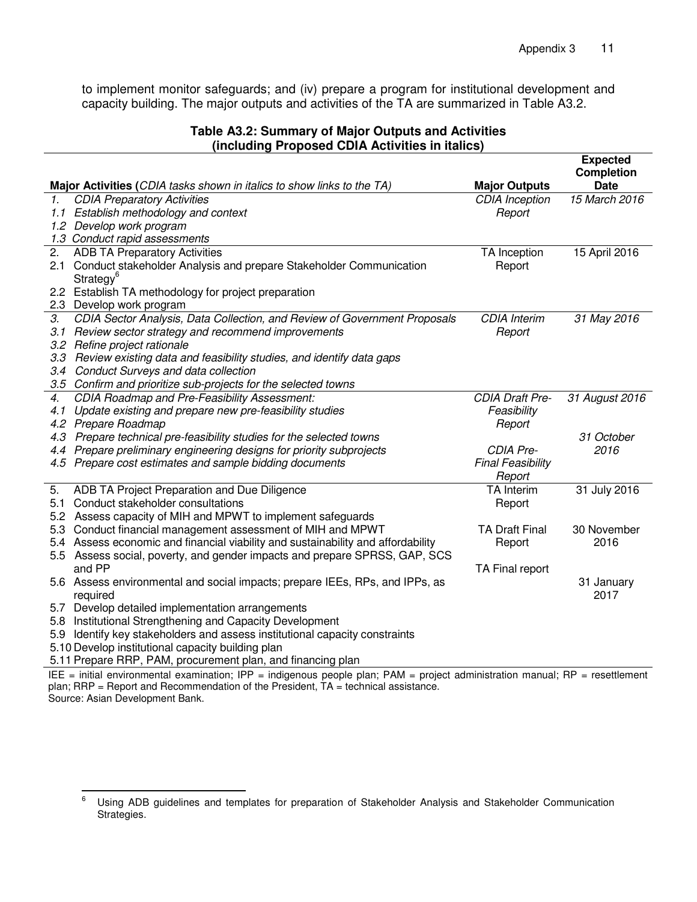to implement monitor safeguards; and (iv) prepare a program for institutional development and capacity building. The major outputs and activities of the TA are summarized in Table A3.2.

**Table A3.2: Summary of Major Outputs and Activities (including Proposed CDIA Activities in italics)**

| **Major Activities (***CDIA tasks shown in italics to show links to the TA***)** | **Major Outputs** | **Expected Completion Date** |
|---|---|---|
| *1. CDIA Preparatory Activities* | *CDIA Inception Report* | *15 March 2016* |
| *1.1 Establish methodology and context* | | |
| *1.2 Develop work program* | | |
| *1.3 Conduct rapid assessments* | | |
| 2. ADB TA Preparatory Activities | TA Inception Report | 15 April 2016 |
| 2.1 Conduct stakeholder Analysis and prepare Stakeholder Communication Strategy[6] | | |
| 2.2 Establish TA methodology for project preparation | | |
| 2.3 Develop work program | | |
| *3. CDIA Sector Analysis, Data Collection, and Review of Government Proposals* | *CDIA Interim Report* | *31 May 2016* |
| *3.1 Review sector strategy and recommend improvements* | | |
| *3.2 Refine project rationale* | | |
| *3.3 Review existing data and feasibility studies, and identify data gaps* | | |
| *3.4 Conduct Surveys and data collection* | | |
| *3.5 Confirm and prioritize sub-projects for the selected towns* | | |
| *4. CDIA Roadmap and Pre-Feasibility Assessment:* | *CDIA Draft Pre-Feasibility Report* | *31 August 2016* |
| *4.1 Update existing and prepare new pre-feasibility studies* | | |
| *4.2 Prepare Roadmap* | | |
| *4.3 Prepare technical pre-feasibility studies for the selected towns* | | *31 October 2016* |
| *4.4 Prepare preliminary engineering designs for priority subprojects* | *CDIA Pre-Final Feasibility Report* | |
| *4.5 Prepare cost estimates and sample bidding documents* | | |
| 5. ADB TA Project Preparation and Due Diligence | TA Interim Report | 31 July 2016 |
| 5.1 Conduct stakeholder consultations | | |
| 5.2 Assess capacity of MIH and MPWT to implement safeguards | | |
| 5.3 Conduct financial management assessment of MIH and MPWT | TA Draft Final Report | 30 November 2016 |
| 5.4 Assess economic and financial viability and sustainability and affordability | | |
| 5.5 Assess social, poverty, and gender impacts and prepare SPRSS, GAP, SCS and PP | TA Final report | |
| 5.6 Assess environmental and social impacts; prepare IEEs, RPs, and IPPs, as required | | 31 January 2017 |
| 5.7 Develop detailed implementation arrangements | | |
| 5.8 Institutional Strengthening and Capacity Development | | |
| 5.9 Identify key stakeholders and assess institutional capacity constraints | | |
| 5.10 Develop institutional capacity building plan | | |
| 5.11 Prepare RRP, PAM, procurement plan, and financing plan | | |

IEE = initial environmental examination; IPP = indigenous people plan; PAM = project administration manual; RP = resettlement plan; RRP = Report and Recommendation of the President, TA = technical assistance.
Source: Asian Development Bank.

[6] Using ADB guidelines and templates for preparation of Stakeholder Analysis and Stakeholder Communication Strategies.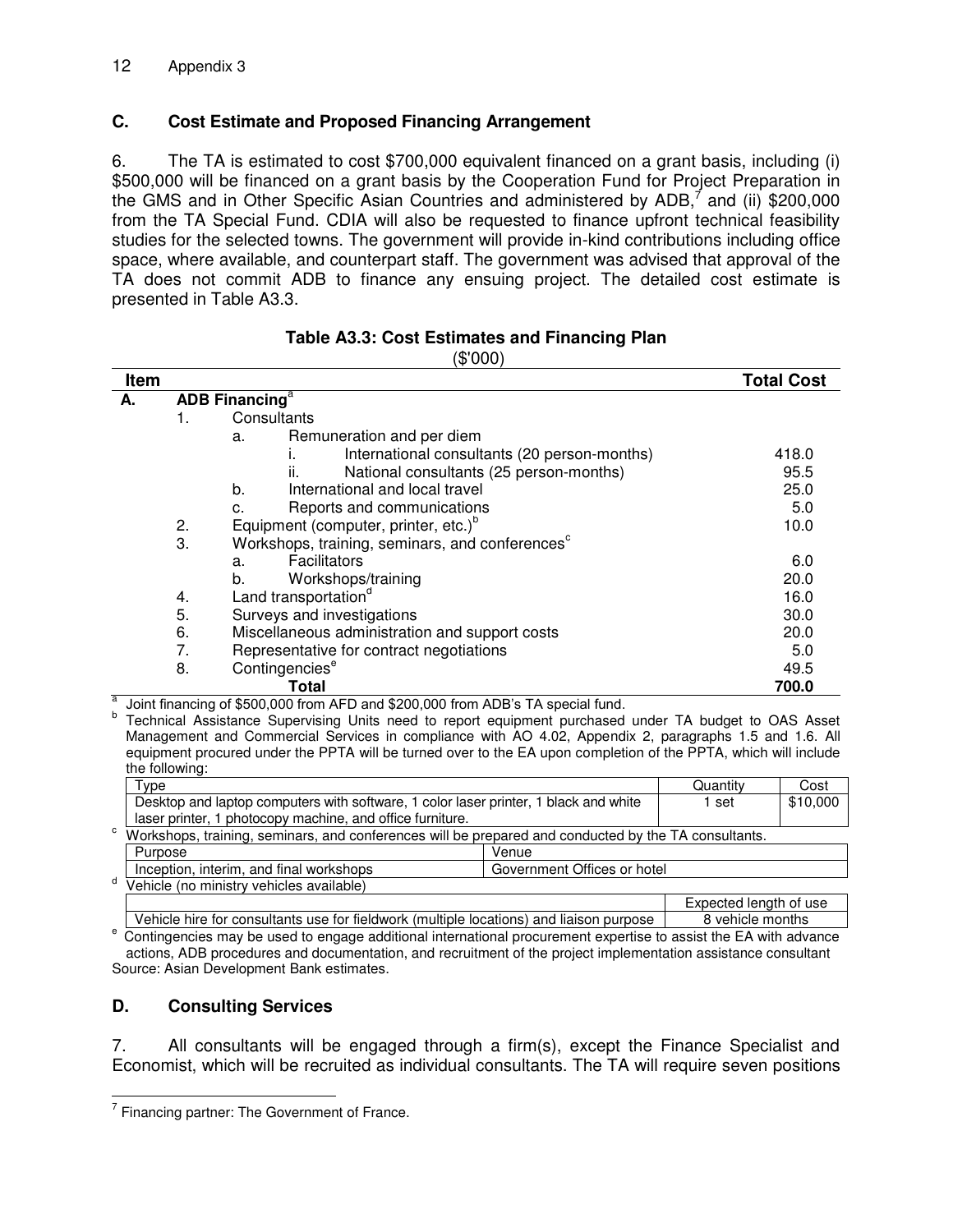## C. Cost Estimate and Proposed Financing Arrangement

6. The TA is estimated to cost $700,000 equivalent financed on a grant basis, including (i) $500,000 will be financed on a grant basis by the Cooperation Fund for Project Preparation in the GMS and in Other Specific Asian Countries and administered by ADB,[7] and (ii) $200,000 from the TA Special Fund. CDIA will also be requested to finance upfront technical feasibility studies for the selected towns. The government will provide in-kind contributions including office space, where available, and counterpart staff. The government was advised that approval of the TA does not commit ADB to finance any ensuing project. The detailed cost estimate is presented in Table A3.3.

**Table A3.3: Cost Estimates and Financing Plan**

($'000)

| Item | Total Cost |
|---|---|
| **A. ADB Financing[a]** | |
| 1. Consultants | |
| a. Remuneration and per diem | |
| i. International consultants (20 person-months) | 418.0 |
| ii. National consultants (25 person-months) | 95.5 |
| b. International and local travel | 25.0 |
| c. Reports and communications | 5.0 |
| 2. Equipment (computer, printer, etc.)[b] | 10.0 |
| 3. Workshops, training, seminars, and conferences[c] | |
| a. Facilitators | 6.0 |
| b. Workshops/training | 20.0 |
| 4. Land transportation[d] | 16.0 |
| 5. Surveys and investigations | 30.0 |
| 6. Miscellaneous administration and support costs | 20.0 |
| 7. Representative for contract negotiations | 5.0 |
| 8. Contingencies[e] | 49.5 |
| **Total** | **700.0** |

[a] Joint financing of $500,000 from AFD and $200,000 from ADB's TA special fund.

[b] Technical Assistance Supervising Units need to report equipment purchased under TA budget to OAS Asset Management and Commercial Services in compliance with AO 4.02, Appendix 2, paragraphs 1.5 and 1.6. All equipment procured under the PPTA will be turned over to the EA upon completion of the PPTA, which will include the following:

| Type | Quantity | Cost |
|---|---|---|
| Desktop and laptop computers with software, 1 color laser printer, 1 black and white laser printer, 1 photocopy machine, and office furniture. | 1 set | $10,000 |

[c] Workshops, training, seminars, and conferences will be prepared and conducted by the TA consultants.

| Purpose | Venue |
|---|---|
| Inception, interim, and final workshops | Government Offices or hotel |

[d] Vehicle (no ministry vehicles available)

| | Expected length of use |
|---|---|
| Vehicle hire for consultants use for fieldwork (multiple locations) and liaison purpose | 8 vehicle months |

[e] Contingencies may be used to engage additional international procurement expertise to assist the EA with advance actions, ADB procedures and documentation, and recruitment of the project implementation assistance consultant

Source: Asian Development Bank estimates.

## D. Consulting Services

7. All consultants will be engaged through a firm(s), except the Finance Specialist and Economist, which will be recruited as individual consultants. The TA will require seven positions

[7] Financing partner: The Government of France.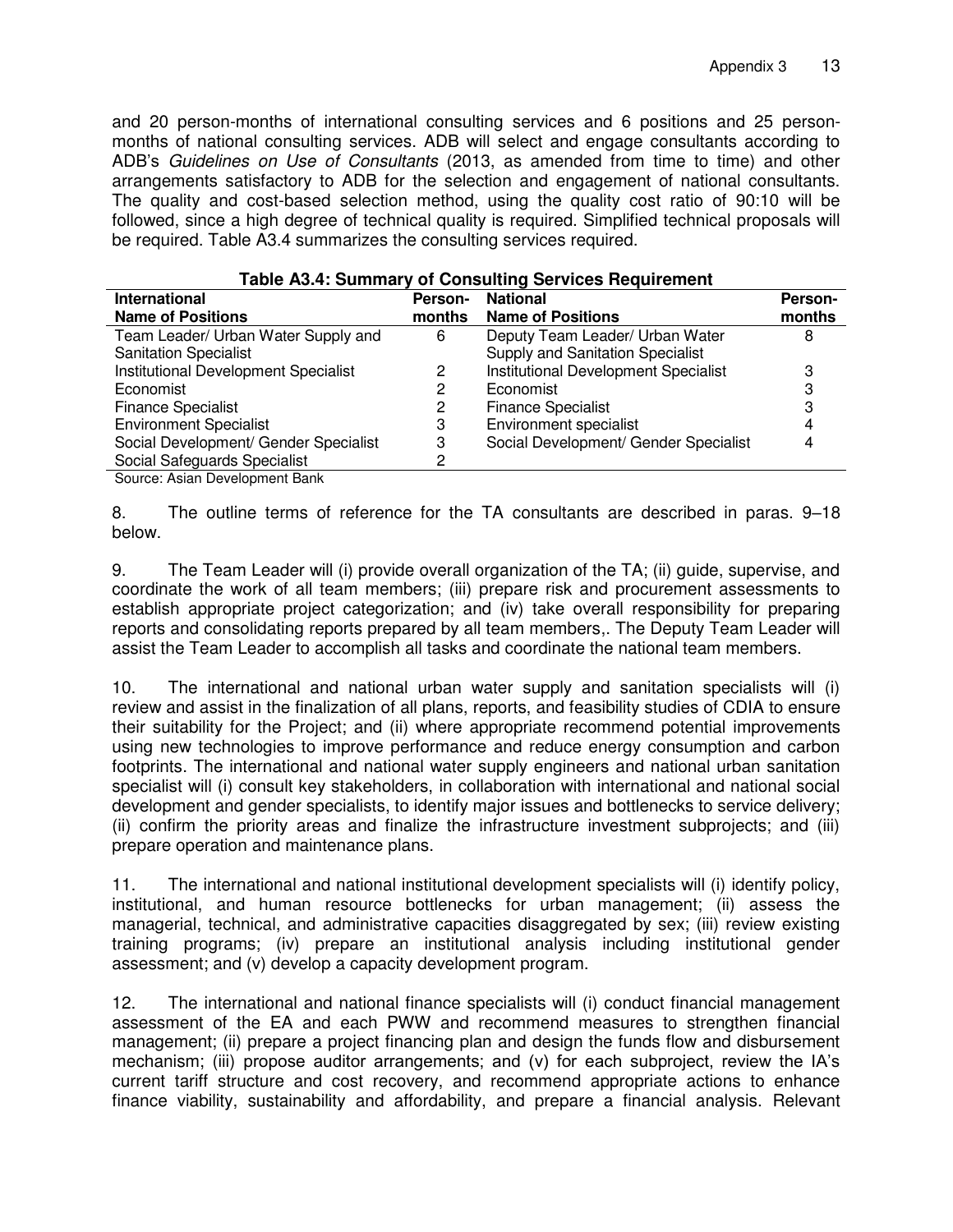and 20 person-months of international consulting services and 6 positions and 25 person-months of national consulting services. ADB will select and engage consultants according to ADB's *Guidelines on Use of Consultants* (2013, as amended from time to time) and other arrangements satisfactory to ADB for the selection and engagement of national consultants. The quality and cost-based selection method, using the quality cost ratio of 90:10 will be followed, since a high degree of technical quality is required. Simplified technical proposals will be required. Table A3.4 summarizes the consulting services required.

**Table A3.4: Summary of Consulting Services Requirement**

| International Name of Positions | Person-months | National Name of Positions | Person-months |
|---|---|---|---|
| Team Leader/ Urban Water Supply and Sanitation Specialist | 6 | Deputy Team Leader/ Urban Water Supply and Sanitation Specialist | 8 |
| Institutional Development Specialist | 2 | Institutional Development Specialist | 3 |
| Economist | 2 | Economist | 3 |
| Finance Specialist | 2 | Finance Specialist | 3 |
| Environment Specialist | 3 | Environment specialist | 4 |
| Social Development/ Gender Specialist | 3 | Social Development/ Gender Specialist | 4 |
| Social Safeguards Specialist | 2 | | |

Source: Asian Development Bank

8. The outline terms of reference for the TA consultants are described in paras. 9–18 below.

9. The Team Leader will (i) provide overall organization of the TA; (ii) guide, supervise, and coordinate the work of all team members; (iii) prepare risk and procurement assessments to establish appropriate project categorization; and (iv) take overall responsibility for preparing reports and consolidating reports prepared by all team members,. The Deputy Team Leader will assist the Team Leader to accomplish all tasks and coordinate the national team members.

10. The international and national urban water supply and sanitation specialists will (i) review and assist in the finalization of all plans, reports, and feasibility studies of CDIA to ensure their suitability for the Project; and (ii) where appropriate recommend potential improvements using new technologies to improve performance and reduce energy consumption and carbon footprints. The international and national water supply engineers and national urban sanitation specialist will (i) consult key stakeholders, in collaboration with international and national social development and gender specialists, to identify major issues and bottlenecks to service delivery; (ii) confirm the priority areas and finalize the infrastructure investment subprojects; and (iii) prepare operation and maintenance plans.

11. The international and national institutional development specialists will (i) identify policy, institutional, and human resource bottlenecks for urban management; (ii) assess the managerial, technical, and administrative capacities disaggregated by sex; (iii) review existing training programs; (iv) prepare an institutional analysis including institutional gender assessment; and (v) develop a capacity development program.

12. The international and national finance specialists will (i) conduct financial management assessment of the EA and each PWW and recommend measures to strengthen financial management; (ii) prepare a project financing plan and design the funds flow and disbursement mechanism; (iii) propose auditor arrangements; and (v) for each subproject, review the IA's current tariff structure and cost recovery, and recommend appropriate actions to enhance finance viability, sustainability and affordability, and prepare a financial analysis. Relevant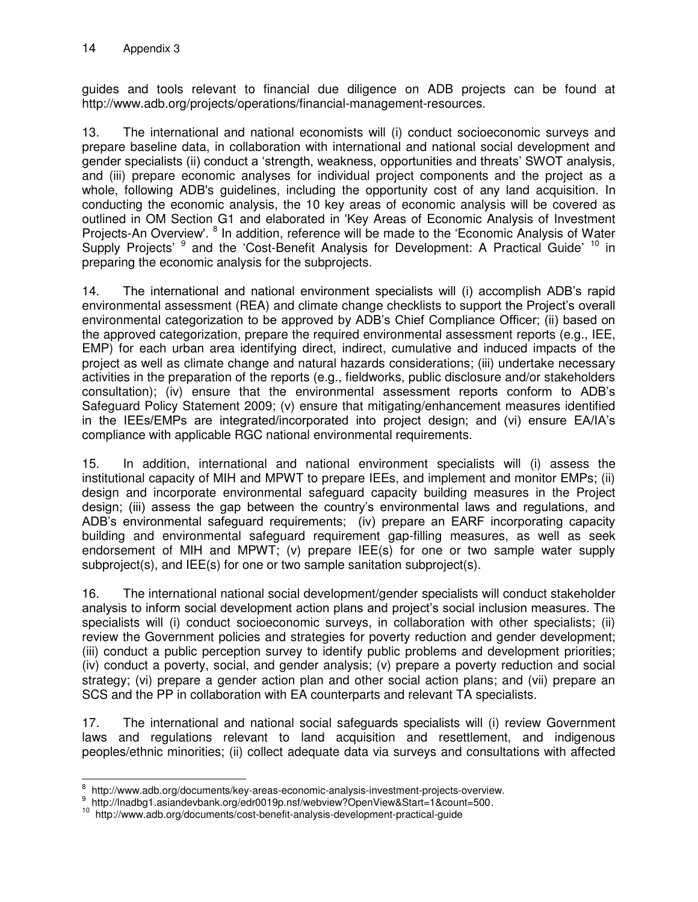guides and tools relevant to financial due diligence on ADB projects can be found at http://www.adb.org/projects/operations/financial-management-resources.

13. The international and national economists will (i) conduct socioeconomic surveys and prepare baseline data, in collaboration with international and national social development and gender specialists (ii) conduct a 'strength, weakness, opportunities and threats' SWOT analysis, and (iii) prepare economic analyses for individual project components and the project as a whole, following ADB's guidelines, including the opportunity cost of any land acquisition. In conducting the economic analysis, the 10 key areas of economic analysis will be covered as outlined in OM Section G1 and elaborated in 'Key Areas of Economic Analysis of Investment Projects-An Overview'. [8] In addition, reference will be made to the 'Economic Analysis of Water Supply Projects' [9] and the 'Cost-Benefit Analysis for Development: A Practical Guide' [10] in preparing the economic analysis for the subprojects.

14. The international and national environment specialists will (i) accomplish ADB's rapid environmental assessment (REA) and climate change checklists to support the Project's overall environmental categorization to be approved by ADB's Chief Compliance Officer; (ii) based on the approved categorization, prepare the required environmental assessment reports (e.g., IEE, EMP) for each urban area identifying direct, indirect, cumulative and induced impacts of the project as well as climate change and natural hazards considerations; (iii) undertake necessary activities in the preparation of the reports (e.g., fieldworks, public disclosure and/or stakeholders consultation); (iv) ensure that the environmental assessment reports conform to ADB's Safeguard Policy Statement 2009; (v) ensure that mitigating/enhancement measures identified in the IEEs/EMPs are integrated/incorporated into project design; and (vi) ensure EA/IA's compliance with applicable RGC national environmental requirements.

15. In addition, international and national environment specialists will (i) assess the institutional capacity of MIH and MPWT to prepare IEEs, and implement and monitor EMPs; (ii) design and incorporate environmental safeguard capacity building measures in the Project design; (iii) assess the gap between the country's environmental laws and regulations, and ADB's environmental safeguard requirements; (iv) prepare an EARF incorporating capacity building and environmental safeguard requirement gap-filling measures, as well as seek endorsement of MIH and MPWT; (v) prepare IEE(s) for one or two sample water supply subproject(s), and IEE(s) for one or two sample sanitation subproject(s).

16. The international national social development/gender specialists will conduct stakeholder analysis to inform social development action plans and project's social inclusion measures. The specialists will (i) conduct socioeconomic surveys, in collaboration with other specialists; (ii) review the Government policies and strategies for poverty reduction and gender development; (iii) conduct a public perception survey to identify public problems and development priorities; (iv) conduct a poverty, social, and gender analysis; (v) prepare a poverty reduction and social strategy; (vi) prepare a gender action plan and other social action plans; and (vii) prepare an SCS and the PP in collaboration with EA counterparts and relevant TA specialists.

17. The international and national social safeguards specialists will (i) review Government laws and regulations relevant to land acquisition and resettlement, and indigenous peoples/ethnic minorities; (ii) collect adequate data via surveys and consultations with affected

---

[8] http://www.adb.org/documents/key-areas-economic-analysis-investment-projects-overview.

[9] http://lnadbg1.asiandevbank.org/edr0019p.nsf/webview?OpenView&Start=1&count=500.

[10] http://www.adb.org/documents/cost-benefit-analysis-development-practical-guide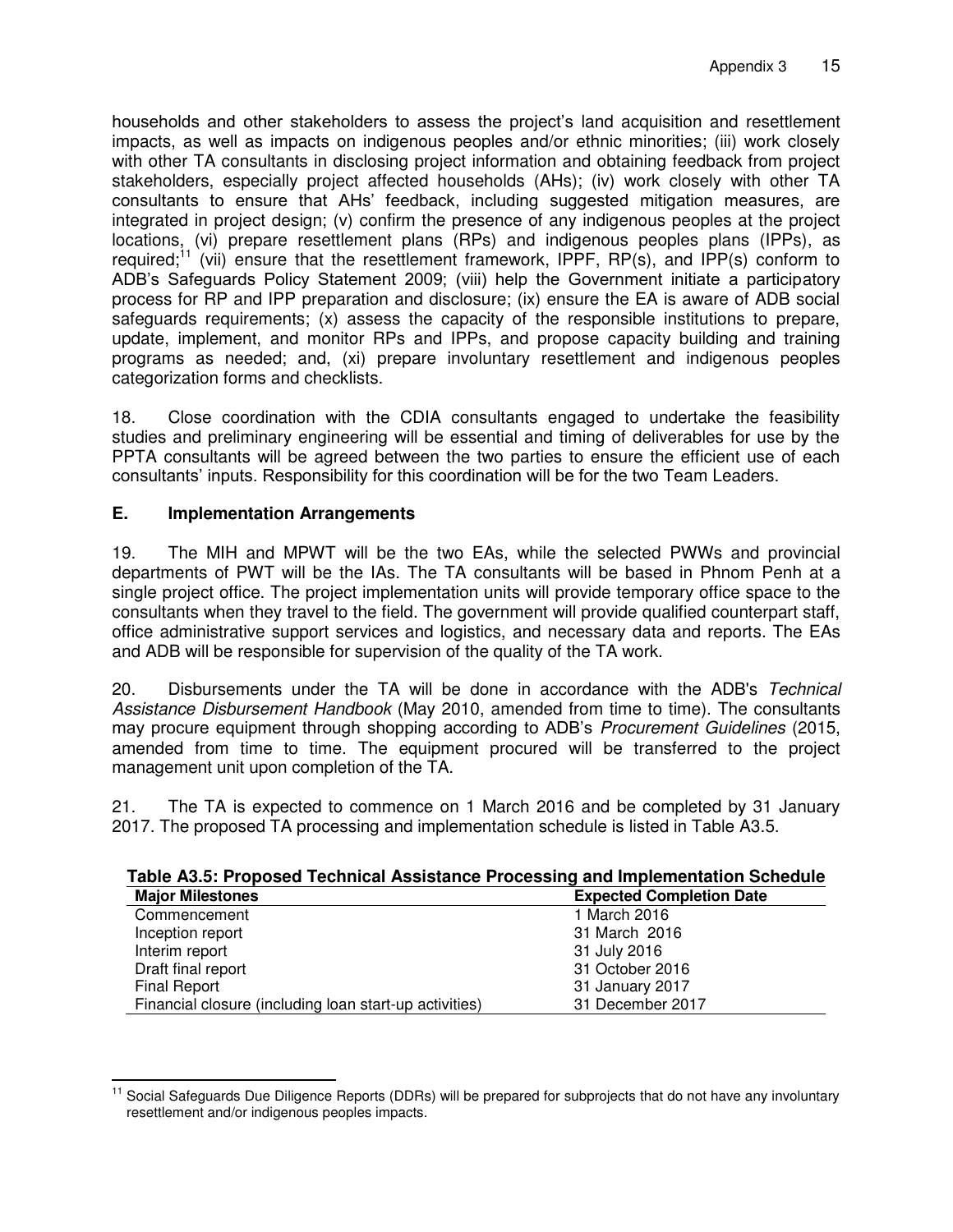households and other stakeholders to assess the project's land acquisition and resettlement impacts, as well as impacts on indigenous peoples and/or ethnic minorities; (iii) work closely with other TA consultants in disclosing project information and obtaining feedback from project stakeholders, especially project affected households (AHs); (iv) work closely with other TA consultants to ensure that AHs' feedback, including suggested mitigation measures, are integrated in project design; (v) confirm the presence of any indigenous peoples at the project locations, (vi) prepare resettlement plans (RPs) and indigenous peoples plans (IPPs), as required;[11] (vii) ensure that the resettlement framework, IPPF, RP(s), and IPP(s) conform to ADB's Safeguards Policy Statement 2009; (viii) help the Government initiate a participatory process for RP and IPP preparation and disclosure; (ix) ensure the EA is aware of ADB social safeguards requirements; (x) assess the capacity of the responsible institutions to prepare, update, implement, and monitor RPs and IPPs, and propose capacity building and training programs as needed; and, (xi) prepare involuntary resettlement and indigenous peoples categorization forms and checklists.

18. Close coordination with the CDIA consultants engaged to undertake the feasibility studies and preliminary engineering will be essential and timing of deliverables for use by the PPTA consultants will be agreed between the two parties to ensure the efficient use of each consultants' inputs. Responsibility for this coordination will be for the two Team Leaders.

## E. Implementation Arrangements

19. The MIH and MPWT will be the two EAs, while the selected PWWs and provincial departments of PWT will be the IAs. The TA consultants will be based in Phnom Penh at a single project office. The project implementation units will provide temporary office space to the consultants when they travel to the field. The government will provide qualified counterpart staff, office administrative support services and logistics, and necessary data and reports. The EAs and ADB will be responsible for supervision of the quality of the TA work.

20. Disbursements under the TA will be done in accordance with the ADB's *Technical Assistance Disbursement Handbook* (May 2010, amended from time to time). The consultants may procure equipment through shopping according to ADB's *Procurement Guidelines* (2015, amended from time to time. The equipment procured will be transferred to the project management unit upon completion of the TA.

21. The TA is expected to commence on 1 March 2016 and be completed by 31 January 2017. The proposed TA processing and implementation schedule is listed in Table A3.5.

**Table A3.5: Proposed Technical Assistance Processing and Implementation Schedule**

| Major Milestones | Expected Completion Date |
|---|---|
| Commencement | 1 March 2016 |
| Inception report | 31 March 2016 |
| Interim report | 31 July 2016 |
| Draft final report | 31 October 2016 |
| Final Report | 31 January 2017 |
| Financial closure (including loan start-up activities) | 31 December 2017 |

[11] Social Safeguards Due Diligence Reports (DDRs) will be prepared for subprojects that do not have any involuntary resettlement and/or indigenous peoples impacts.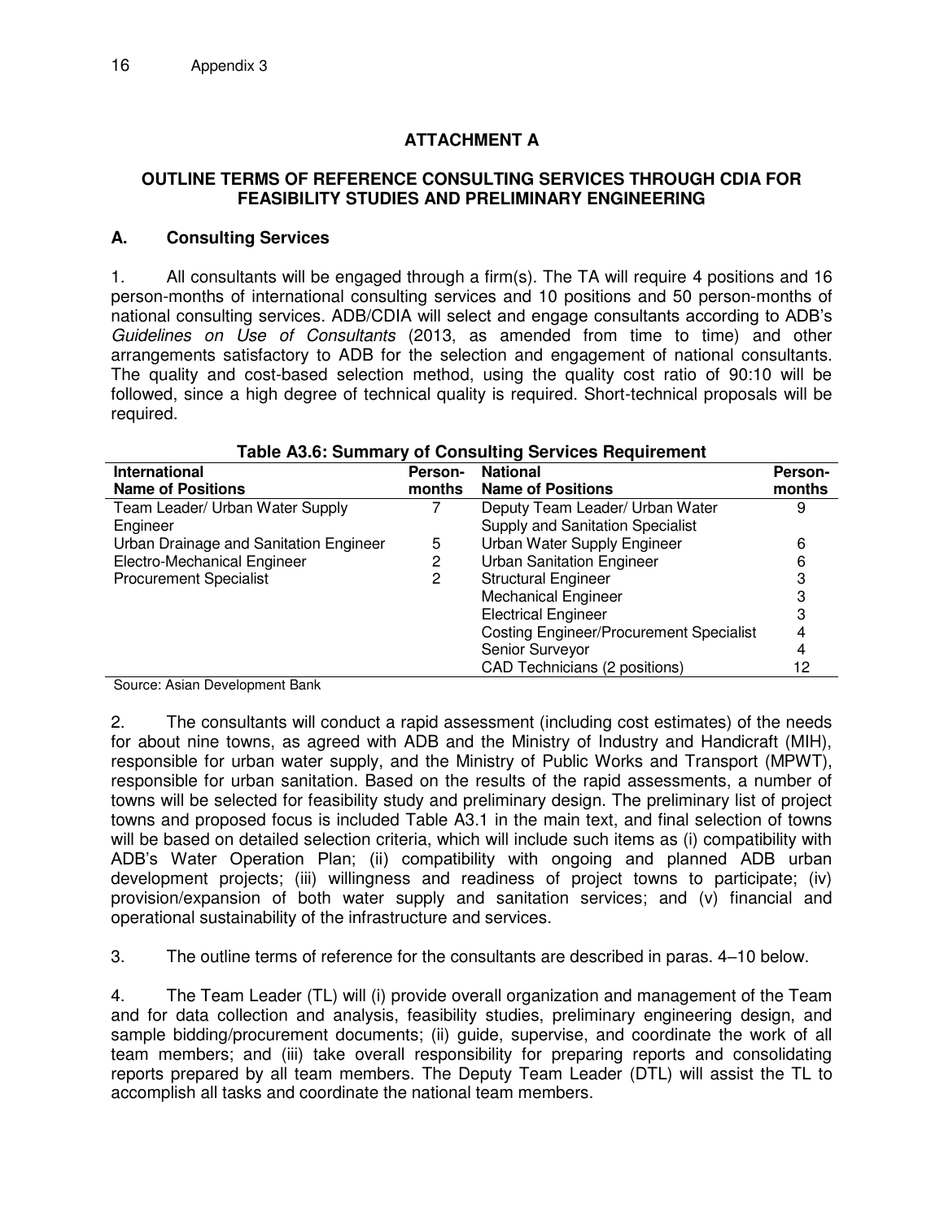## ATTACHMENT A

### OUTLINE TERMS OF REFERENCE CONSULTING SERVICES THROUGH CDIA FOR FEASIBILITY STUDIES AND PRELIMINARY ENGINEERING

### A. Consulting Services

1. All consultants will be engaged through a firm(s). The TA will require 4 positions and 16 person-months of international consulting services and 10 positions and 50 person-months of national consulting services. ADB/CDIA will select and engage consultants according to ADB's *Guidelines on Use of Consultants* (2013, as amended from time to time) and other arrangements satisfactory to ADB for the selection and engagement of national consultants. The quality and cost-based selection method, using the quality cost ratio of 90:10 will be followed, since a high degree of technical quality is required. Short-technical proposals will be required.

**Table A3.6: Summary of Consulting Services Requirement**

| International<br>Name of Positions | Person-months | National<br>Name of Positions | Person-months |
|---|---|---|---|
| Team Leader/ Urban Water Supply Engineer | 7 | Deputy Team Leader/ Urban Water Supply and Sanitation Specialist | 9 |
| Urban Drainage and Sanitation Engineer | 5 | Urban Water Supply Engineer | 6 |
| Electro-Mechanical Engineer | 2 | Urban Sanitation Engineer | 6 |
| Procurement Specialist | 2 | Structural Engineer | 3 |
| | | Mechanical Engineer | 3 |
| | | Electrical Engineer | 3 |
| | | Costing Engineer/Procurement Specialist | 4 |
| | | Senior Surveyor | 4 |
| | | CAD Technicians (2 positions) | 12 |

Source: Asian Development Bank

2. The consultants will conduct a rapid assessment (including cost estimates) of the needs for about nine towns, as agreed with ADB and the Ministry of Industry and Handicraft (MIH), responsible for urban water supply, and the Ministry of Public Works and Transport (MPWT), responsible for urban sanitation. Based on the results of the rapid assessments, a number of towns will be selected for feasibility study and preliminary design. The preliminary list of project towns and proposed focus is included Table A3.1 in the main text, and final selection of towns will be based on detailed selection criteria, which will include such items as (i) compatibility with ADB's Water Operation Plan; (ii) compatibility with ongoing and planned ADB urban development projects; (iii) willingness and readiness of project towns to participate; (iv) provision/expansion of both water supply and sanitation services; and (v) financial and operational sustainability of the infrastructure and services.

3. The outline terms of reference for the consultants are described in paras. 4–10 below.

4. The Team Leader (TL) will (i) provide overall organization and management of the Team and for data collection and analysis, feasibility studies, preliminary engineering design, and sample bidding/procurement documents; (ii) guide, supervise, and coordinate the work of all team members; and (iii) take overall responsibility for preparing reports and consolidating reports prepared by all team members. The Deputy Team Leader (DTL) will assist the TL to accomplish all tasks and coordinate the national team members.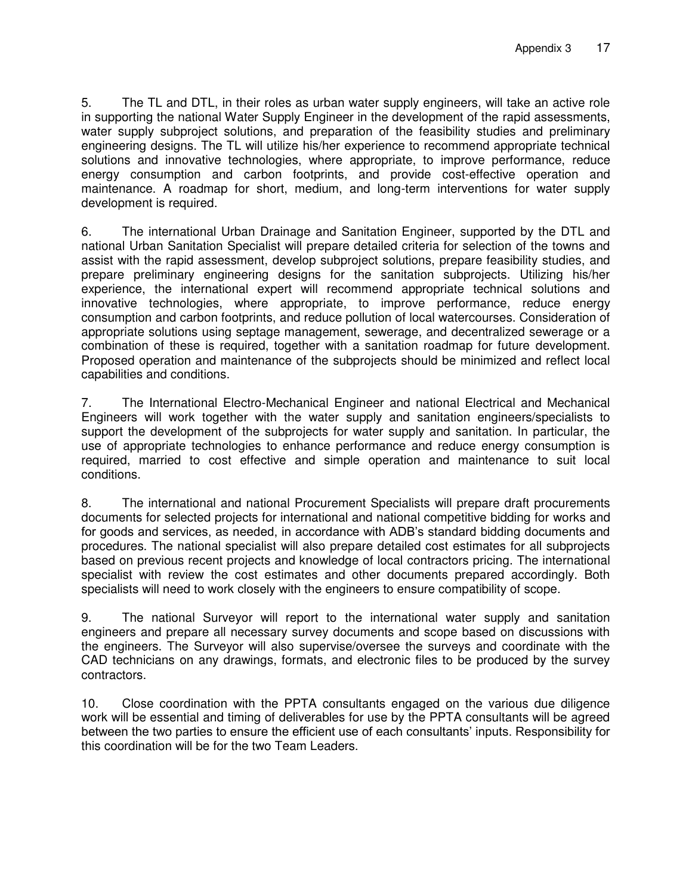5. The TL and DTL, in their roles as urban water supply engineers, will take an active role in supporting the national Water Supply Engineer in the development of the rapid assessments, water supply subproject solutions, and preparation of the feasibility studies and preliminary engineering designs. The TL will utilize his/her experience to recommend appropriate technical solutions and innovative technologies, where appropriate, to improve performance, reduce energy consumption and carbon footprints, and provide cost-effective operation and maintenance. A roadmap for short, medium, and long-term interventions for water supply development is required.

6. The international Urban Drainage and Sanitation Engineer, supported by the DTL and national Urban Sanitation Specialist will prepare detailed criteria for selection of the towns and assist with the rapid assessment, develop subproject solutions, prepare feasibility studies, and prepare preliminary engineering designs for the sanitation subprojects. Utilizing his/her experience, the international expert will recommend appropriate technical solutions and innovative technologies, where appropriate, to improve performance, reduce energy consumption and carbon footprints, and reduce pollution of local watercourses. Consideration of appropriate solutions using septage management, sewerage, and decentralized sewerage or a combination of these is required, together with a sanitation roadmap for future development. Proposed operation and maintenance of the subprojects should be minimized and reflect local capabilities and conditions.

7. The International Electro-Mechanical Engineer and national Electrical and Mechanical Engineers will work together with the water supply and sanitation engineers/specialists to support the development of the subprojects for water supply and sanitation. In particular, the use of appropriate technologies to enhance performance and reduce energy consumption is required, married to cost effective and simple operation and maintenance to suit local conditions.

8. The international and national Procurement Specialists will prepare draft procurements documents for selected projects for international and national competitive bidding for works and for goods and services, as needed, in accordance with ADB's standard bidding documents and procedures. The national specialist will also prepare detailed cost estimates for all subprojects based on previous recent projects and knowledge of local contractors pricing. The international specialist with review the cost estimates and other documents prepared accordingly. Both specialists will need to work closely with the engineers to ensure compatibility of scope.

9. The national Surveyor will report to the international water supply and sanitation engineers and prepare all necessary survey documents and scope based on discussions with the engineers. The Surveyor will also supervise/oversee the surveys and coordinate with the CAD technicians on any drawings, formats, and electronic files to be produced by the survey contractors.

10. Close coordination with the PPTA consultants engaged on the various due diligence work will be essential and timing of deliverables for use by the PPTA consultants will be agreed between the two parties to ensure the efficient use of each consultants' inputs. Responsibility for this coordination will be for the two Team Leaders.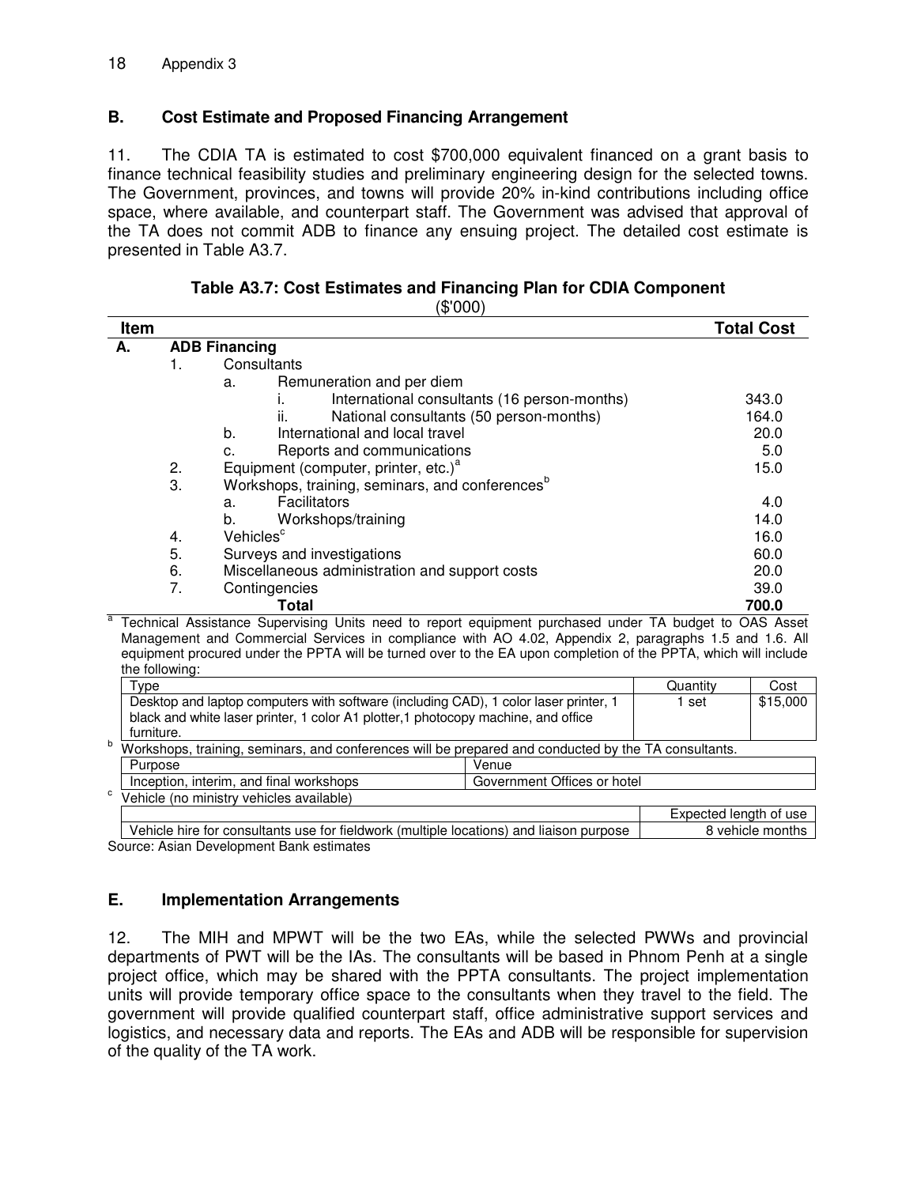## B. Cost Estimate and Proposed Financing Arrangement

11. The CDIA TA is estimated to cost $700,000 equivalent financed on a grant basis to finance technical feasibility studies and preliminary engineering design for the selected towns. The Government, provinces, and towns will provide 20% in-kind contributions including office space, where available, and counterpart staff. The Government was advised that approval of the TA does not commit ADB to finance any ensuing project. The detailed cost estimate is presented in Table A3.7.

**Table A3.7: Cost Estimates and Financing Plan for CDIA Component**

($'000)

| Item | Total Cost |
|---|---|
| **A. ADB Financing** | |
| 1. Consultants | |
| a. Remuneration and per diem | |
| i. International consultants (16 person-months) | 343.0 |
| ii. National consultants (50 person-months) | 164.0 |
| b. International and local travel | 20.0 |
| c. Reports and communications | 5.0 |
| 2. Equipment (computer, printer, etc.)[a] | 15.0 |
| 3. Workshops, training, seminars, and conferences[b] | |
| a. Facilitators | 4.0 |
| b. Workshops/training | 14.0 |
| 4. Vehicles[c] | 16.0 |
| 5. Surveys and investigations | 60.0 |
| 6. Miscellaneous administration and support costs | 20.0 |
| 7. Contingencies | 39.0 |
| **Total** | **700.0** |

[a] Technical Assistance Supervising Units need to report equipment purchased under TA budget to OAS Asset Management and Commercial Services in compliance with AO 4.02, Appendix 2, paragraphs 1.5 and 1.6. All equipment procured under the PPTA will be turned over to the EA upon completion of the PPTA, which will include the following:

| Type | Quantity | Cost |
|---|---|---|
| Desktop and laptop computers with software (including CAD), 1 color laser printer, 1 black and white laser printer, 1 color A1 plotter,1 photocopy machine, and office furniture. | 1 set | $15,000 |

[b] Workshops, training, seminars, and conferences will be prepared and conducted by the TA consultants.

| Purpose | Venue |
|---|---|
| Inception, interim, and final workshops | Government Offices or hotel |

[c] Vehicle (no ministry vehicles available)

| | Expected length of use |
|---|---|
| Vehicle hire for consultants use for fieldwork (multiple locations) and liaison purpose | 8 vehicle months |

Source: Asian Development Bank estimates

## E. Implementation Arrangements

12. The MIH and MPWT will be the two EAs, while the selected PWWs and provincial departments of PWT will be the IAs. The consultants will be based in Phnom Penh at a single project office, which may be shared with the PPTA consultants. The project implementation units will provide temporary office space to the consultants when they travel to the field. The government will provide qualified counterpart staff, office administrative support services and logistics, and necessary data and reports. The EAs and ADB will be responsible for supervision of the quality of the TA work.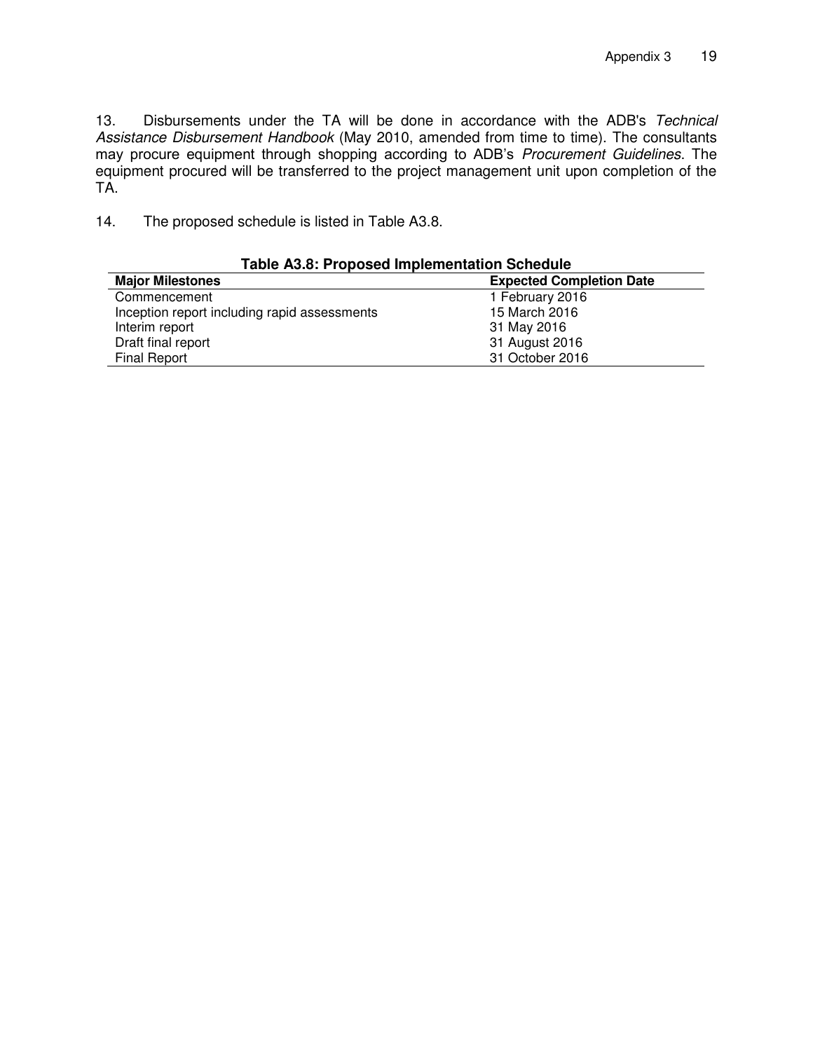13. Disbursements under the TA will be done in accordance with the ADB's *Technical Assistance Disbursement Handbook* (May 2010, amended from time to time). The consultants may procure equipment through shopping according to ADB's *Procurement Guidelines*. The equipment procured will be transferred to the project management unit upon completion of the TA.

14. The proposed schedule is listed in Table A3.8.

**Table A3.8: Proposed Implementation Schedule**

| Major Milestones | Expected Completion Date |
|---|---|
| Commencement | 1 February 2016 |
| Inception report including rapid assessments | 15 March 2016 |
| Interim report | 31 May 2016 |
| Draft final report | 31 August 2016 |
| Final Report | 31 October 2016 |